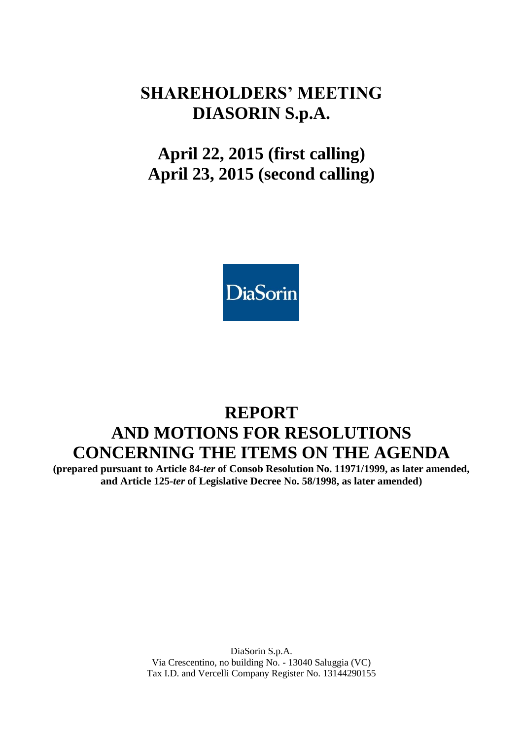# SHAREHOLDERS' MEETING DIASORIN S.p.A.

## April 22, 2015 (first calling)
## April 23, 2015 (second calling)

DiaSorin

# REPORT AND MOTIONS FOR RESOLUTIONS CONCERNING THE ITEMS ON THE AGENDA

**(prepared pursuant to Article 84-*ter* of Consob Resolution No. 11971/1999, as later amended, and Article 125-*ter* of Legislative Decree No. 58/1998, as later amended)**

DiaSorin S.p.A.
Via Crescentino, no building No. - 13040 Saluggia (VC)
Tax I.D. and Vercelli Company Register No. 13144290155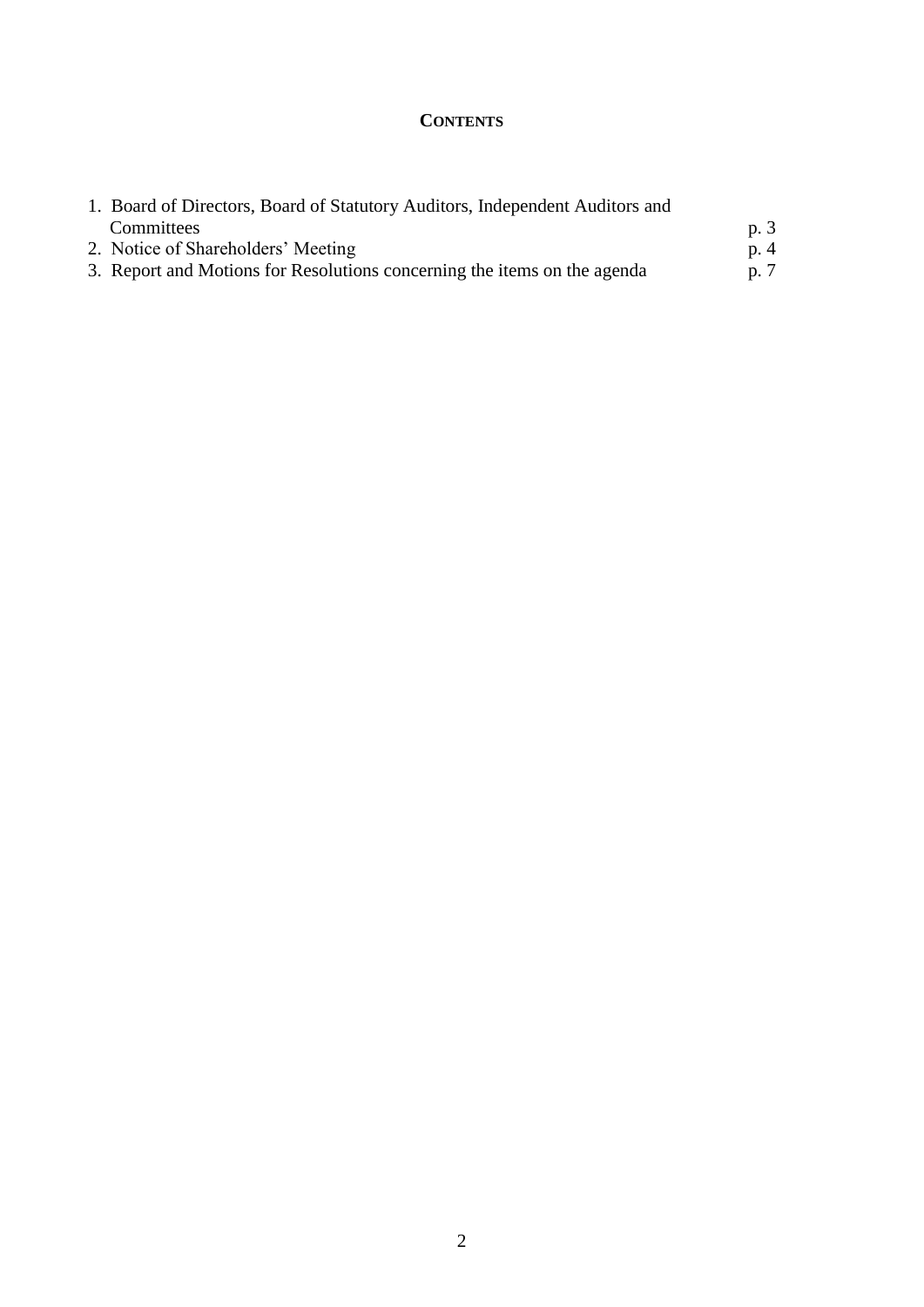## CONTENTS

| | |
|---|---|
| 1. Board of Directors, Board of Statutory Auditors, Independent Auditors and Committees | p. 3 |
| 2. Notice of Shareholders' Meeting | p. 4 |
| 3. Report and Motions for Resolutions concerning the items on the agenda | p. 7 |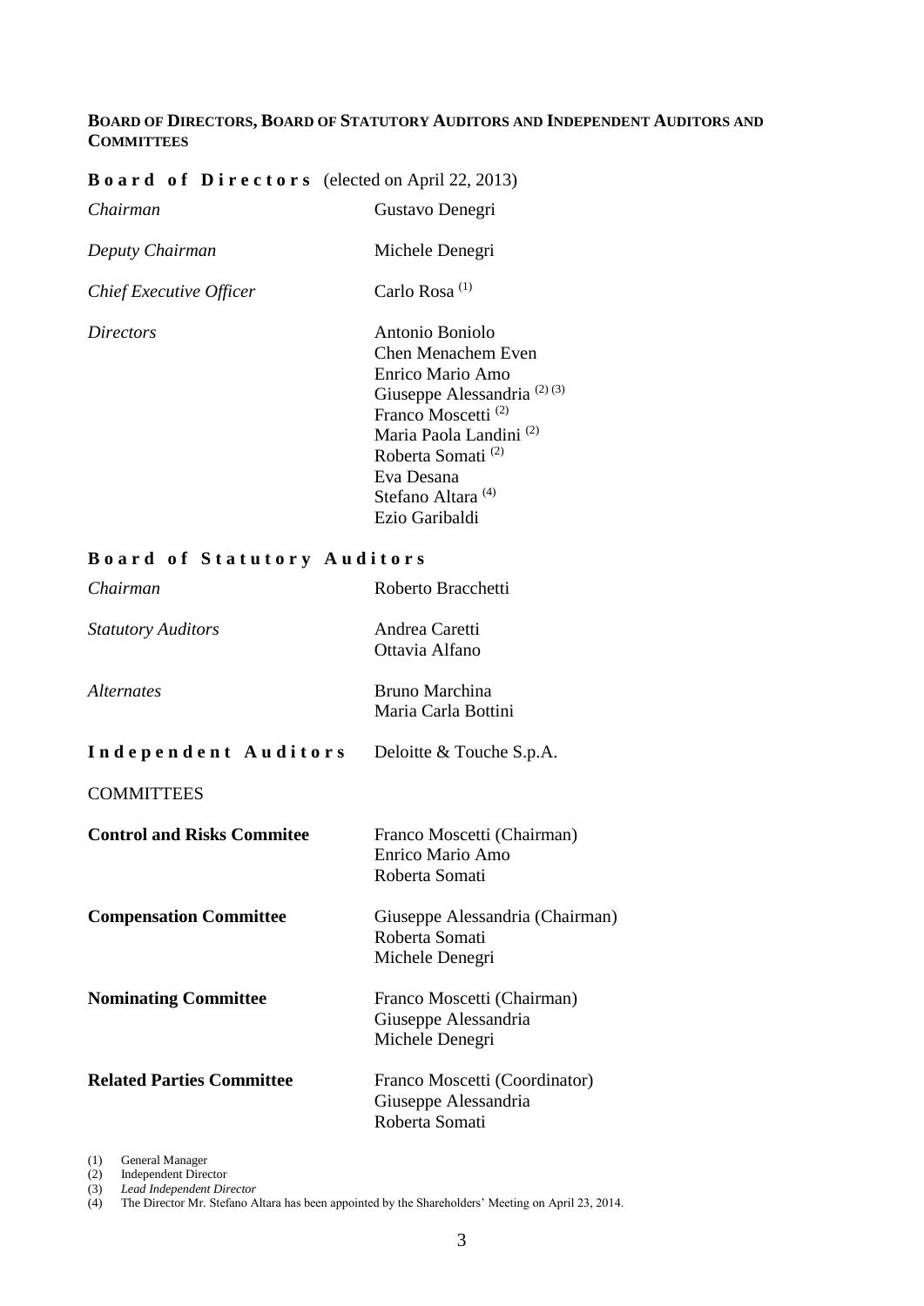## BOARD OF DIRECTORS, BOARD OF STATUTORY AUDITORS AND INDEPENDENT AUDITORS AND COMMITTEES

**Board of Directors** (elected on April 22, 2013)

| | |
|---|---|
| *Chairman* | Gustavo Denegri |
| *Deputy Chairman* | Michele Denegri |
| *Chief Executive Officer* | Carlo Rosa [1] |
| *Directors* | Antonio Boniolo<br>Chen Menachem Even<br>Enrico Mario Amo<br>Giuseppe Alessandria [2] [3]<br>Franco Moscetti [2]<br>Maria Paola Landini [2]<br>Roberta Somati [2]<br>Eva Desana<br>Stefano Altara [4]<br>Ezio Garibaldi |

**Board of Statutory Auditors**

| | |
|---|---|
| *Chairman* | Roberto Bracchetti |
| *Statutory Auditors* | Andrea Caretti<br>Ottavia Alfano |
| *Alternates* | Bruno Marchina<br>Maria Carla Bottini |

**Independent Auditors** Deloitte & Touche S.p.A.

COMMITTEES

| | |
|---|---|
| **Control and Risks Commitee** | Franco Moscetti (Chairman)<br>Enrico Mario Amo<br>Roberta Somati |
| **Compensation Committee** | Giuseppe Alessandria (Chairman)<br>Roberta Somati<br>Michele Denegri |
| **Nominating Committee** | Franco Moscetti (Chairman)<br>Giuseppe Alessandria<br>Michele Denegri |
| **Related Parties Committee** | Franco Moscetti (Coordinator)<br>Giuseppe Alessandria<br>Roberta Somati |

(1) General Manager
(2) Independent Director
(3) *Lead Independent Director*
(4) The Director Mr. Stefano Altara has been appointed by the Shareholders' Meeting on April 23, 2014.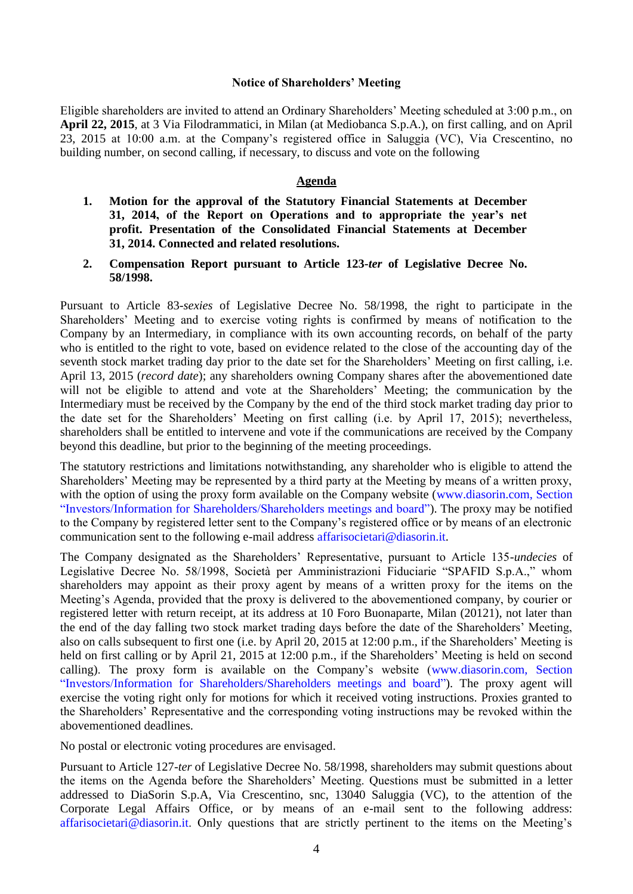**Notice of Shareholders' Meeting**

Eligible shareholders are invited to attend an Ordinary Shareholders' Meeting scheduled at 3:00 p.m., on **April 22, 2015**, at 3 Via Filodrammatici, in Milan (at Mediobanca S.p.A.), on first calling, and on April 23, 2015 at 10:00 a.m. at the Company's registered office in Saluggia (VC), Via Crescentino, no building number, on second calling, if necessary, to discuss and vote on the following

**Agenda**

1. **Motion for the approval of the Statutory Financial Statements at December 31, 2014, of the Report on Operations and to appropriate the year's net profit. Presentation of the Consolidated Financial Statements at December 31, 2014. Connected and related resolutions.**
2. **Compensation Report pursuant to Article 123-*ter* of Legislative Decree No. 58/1998.**

Pursuant to Article 83-*sexies* of Legislative Decree No. 58/1998, the right to participate in the Shareholders' Meeting and to exercise voting rights is confirmed by means of notification to the Company by an Intermediary, in compliance with its own accounting records, on behalf of the party who is entitled to the right to vote, based on evidence related to the close of the accounting day of the seventh stock market trading day prior to the date set for the Shareholders' Meeting on first calling, i.e. April 13, 2015 (*record date*); any shareholders owning Company shares after the abovementioned date will not be eligible to attend and vote at the Shareholders' Meeting; the communication by the Intermediary must be received by the Company by the end of the third stock market trading day prior to the date set for the Shareholders' Meeting on first calling (i.e. by April 17, 2015); nevertheless, shareholders shall be entitled to intervene and vote if the communications are received by the Company beyond this deadline, but prior to the beginning of the meeting proceedings.

The statutory restrictions and limitations notwithstanding, any shareholder who is eligible to attend the Shareholders' Meeting may be represented by a third party at the Meeting by means of a written proxy, with the option of using the proxy form available on the Company website (www.diasorin.com, Section "Investors/Information for Shareholders/Shareholders meetings and board"). The proxy may be notified to the Company by registered letter sent to the Company's registered office or by means of an electronic communication sent to the following e-mail address affarisocietari@diasorin.it.

The Company designated as the Shareholders' Representative, pursuant to Article 135-*undecies* of Legislative Decree No. 58/1998, Società per Amministrazioni Fiduciarie "SPAFID S.p.A.," whom shareholders may appoint as their proxy agent by means of a written proxy for the items on the Meeting's Agenda, provided that the proxy is delivered to the abovementioned company, by courier or registered letter with return receipt, at its address at 10 Foro Buonaparte, Milan (20121), not later than the end of the day falling two stock market trading days before the date of the Shareholders' Meeting, also on calls subsequent to first one (i.e. by April 20, 2015 at 12:00 p.m., if the Shareholders' Meeting is held on first calling or by April 21, 2015 at 12:00 p.m., if the Shareholders' Meeting is held on second calling). The proxy form is available on the Company's website (www.diasorin.com, Section "Investors/Information for Shareholders/Shareholders meetings and board"). The proxy agent will exercise the voting right only for motions for which it received voting instructions. Proxies granted to the Shareholders' Representative and the corresponding voting instructions may be revoked within the abovementioned deadlines.

No postal or electronic voting procedures are envisaged.

Pursuant to Article 127-*ter* of Legislative Decree No. 58/1998, shareholders may submit questions about the items on the Agenda before the Shareholders' Meeting. Questions must be submitted in a letter addressed to DiaSorin S.p.A, Via Crescentino, snc, 13040 Saluggia (VC), to the attention of the Corporate Legal Affairs Office, or by means of an e-mail sent to the following address: affarisocietari@diasorin.it. Only questions that are strictly pertinent to the items on the Meeting's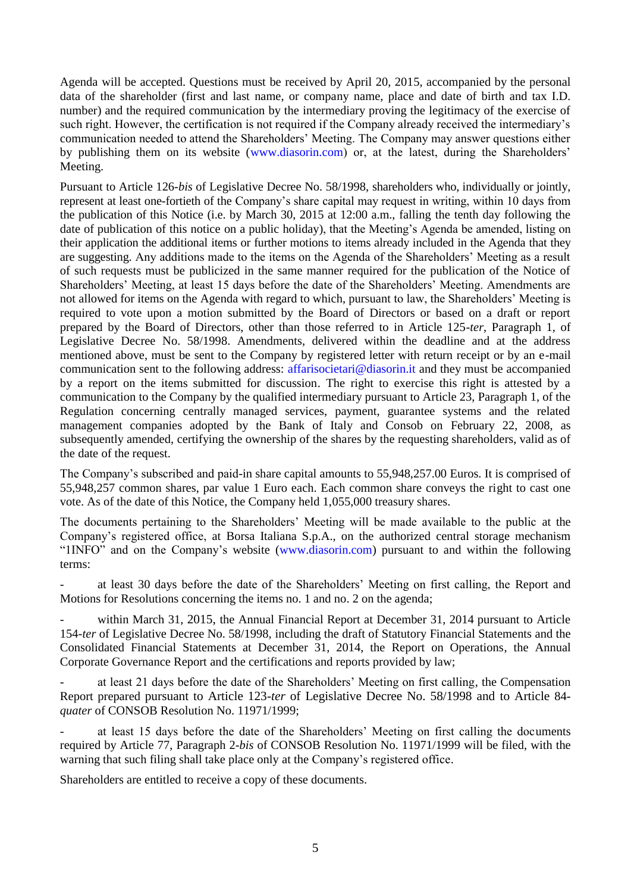Agenda will be accepted. Questions must be received by April 20, 2015, accompanied by the personal data of the shareholder (first and last name, or company name, place and date of birth and tax I.D. number) and the required communication by the intermediary proving the legitimacy of the exercise of such right. However, the certification is not required if the Company already received the intermediary's communication needed to attend the Shareholders' Meeting. The Company may answer questions either by publishing them on its website (www.diasorin.com) or, at the latest, during the Shareholders' Meeting.

Pursuant to Article 126-*bis* of Legislative Decree No. 58/1998, shareholders who, individually or jointly, represent at least one-fortieth of the Company's share capital may request in writing, within 10 days from the publication of this Notice (i.e. by March 30, 2015 at 12:00 a.m., falling the tenth day following the date of publication of this notice on a public holiday), that the Meeting's Agenda be amended, listing on their application the additional items or further motions to items already included in the Agenda that they are suggesting. Any additions made to the items on the Agenda of the Shareholders' Meeting as a result of such requests must be publicized in the same manner required for the publication of the Notice of Shareholders' Meeting, at least 15 days before the date of the Shareholders' Meeting. Amendments are not allowed for items on the Agenda with regard to which, pursuant to law, the Shareholders' Meeting is required to vote upon a motion submitted by the Board of Directors or based on a draft or report prepared by the Board of Directors, other than those referred to in Article 125-*ter*, Paragraph 1, of Legislative Decree No. 58/1998. Amendments, delivered within the deadline and at the address mentioned above, must be sent to the Company by registered letter with return receipt or by an e-mail communication sent to the following address: affarisocietari@diasorin.it and they must be accompanied by a report on the items submitted for discussion. The right to exercise this right is attested by a communication to the Company by the qualified intermediary pursuant to Article 23, Paragraph 1, of the Regulation concerning centrally managed services, payment, guarantee systems and the related management companies adopted by the Bank of Italy and Consob on February 22, 2008, as subsequently amended, certifying the ownership of the shares by the requesting shareholders, valid as of the date of the request.

The Company's subscribed and paid-in share capital amounts to 55,948,257.00 Euros. It is comprised of 55,948,257 common shares, par value 1 Euro each. Each common share conveys the right to cast one vote. As of the date of this Notice, the Company held 1,055,000 treasury shares.

The documents pertaining to the Shareholders' Meeting will be made available to the public at the Company's registered office, at Borsa Italiana S.p.A., on the authorized central storage mechanism "1INFO" and on the Company's website (www.diasorin.com) pursuant to and within the following terms:

- at least 30 days before the date of the Shareholders' Meeting on first calling, the Report and Motions for Resolutions concerning the items no. 1 and no. 2 on the agenda;
- within March 31, 2015, the Annual Financial Report at December 31, 2014 pursuant to Article 154-*ter* of Legislative Decree No. 58/1998, including the draft of Statutory Financial Statements and the Consolidated Financial Statements at December 31, 2014, the Report on Operations, the Annual Corporate Governance Report and the certifications and reports provided by law;
- at least 21 days before the date of the Shareholders' Meeting on first calling, the Compensation Report prepared pursuant to Article 123-*ter* of Legislative Decree No. 58/1998 and to Article 84-*quater* of CONSOB Resolution No. 11971/1999;
- at least 15 days before the date of the Shareholders' Meeting on first calling the documents required by Article 77, Paragraph 2-*bis* of CONSOB Resolution No. 11971/1999 will be filed, with the warning that such filing shall take place only at the Company's registered office.

Shareholders are entitled to receive a copy of these documents.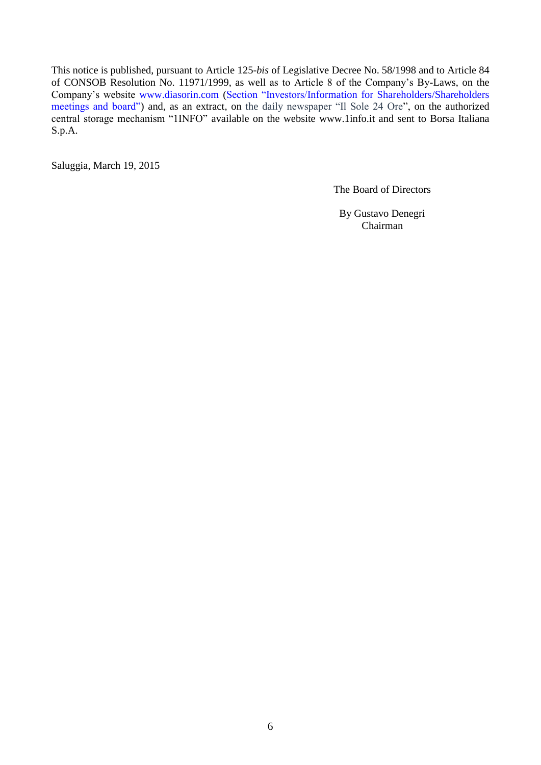This notice is published, pursuant to Article 125-*bis* of Legislative Decree No. 58/1998 and to Article 84 of CONSOB Resolution No. 11971/1999, as well as to Article 8 of the Company's By-Laws, on the Company's website www.diasorin.com (Section "Investors/Information for Shareholders/Shareholders meetings and board") and, as an extract, on the daily newspaper "Il Sole 24 Ore", on the authorized central storage mechanism "1INFO" available on the website www.1info.it and sent to Borsa Italiana S.p.A.

Saluggia, March 19, 2015

The Board of Directors

By Gustavo Denegri
Chairman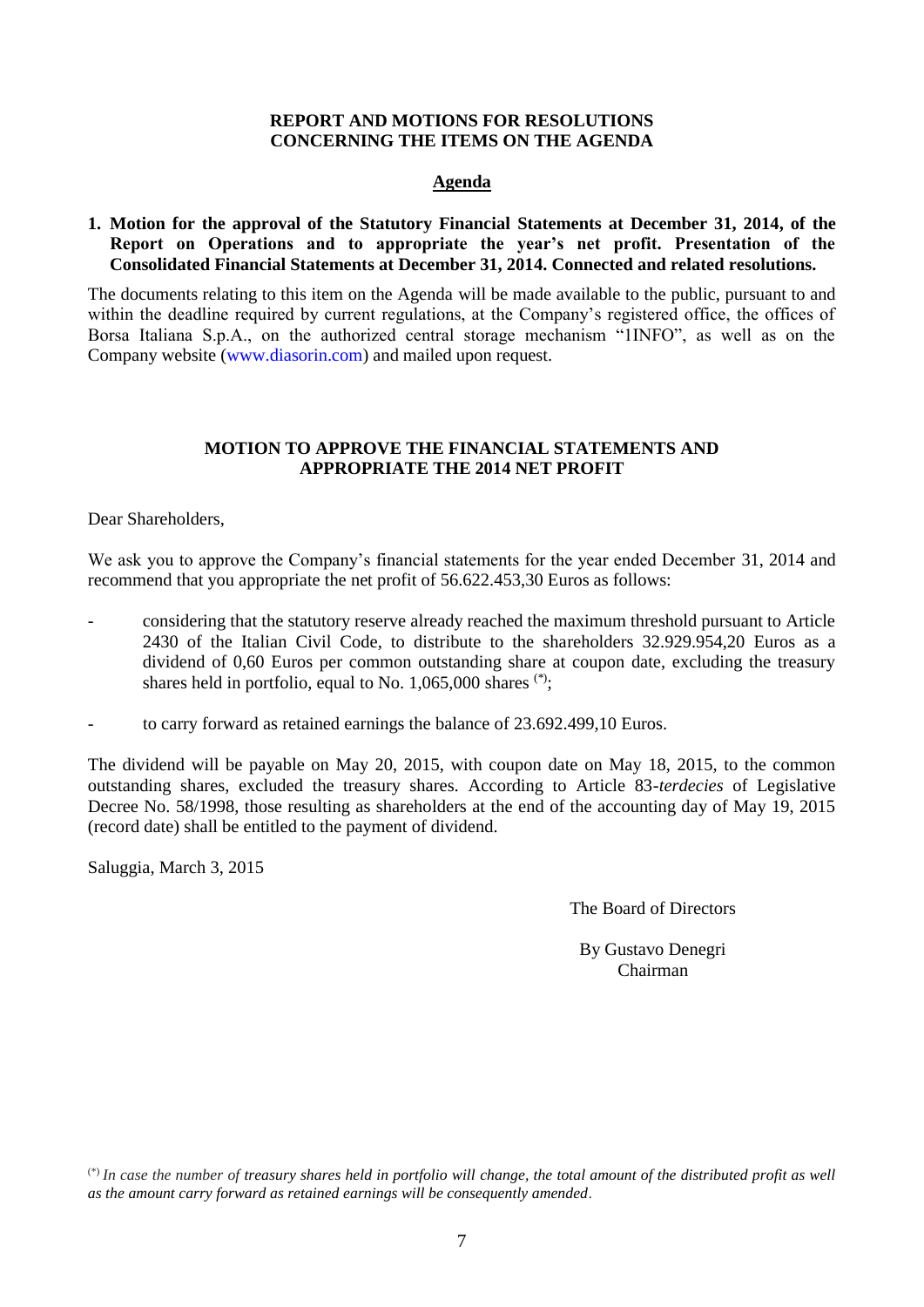**REPORT AND MOTIONS FOR RESOLUTIONS CONCERNING THE ITEMS ON THE AGENDA**

## Agenda

**1. Motion for the approval of the Statutory Financial Statements at December 31, 2014, of the Report on Operations and to appropriate the year's net profit. Presentation of the Consolidated Financial Statements at December 31, 2014. Connected and related resolutions.**

The documents relating to this item on the Agenda will be made available to the public, pursuant to and within the deadline required by current regulations, at the Company's registered office, the offices of Borsa Italiana S.p.A., on the authorized central storage mechanism "1INFO", as well as on the Company website (www.diasorin.com) and mailed upon request.

## MOTION TO APPROVE THE FINANCIAL STATEMENTS AND APPROPRIATE THE 2014 NET PROFIT

Dear Shareholders,

We ask you to approve the Company's financial statements for the year ended December 31, 2014 and recommend that you appropriate the net profit of 56.622.453,30 Euros as follows:

- considering that the statutory reserve already reached the maximum threshold pursuant to Article 2430 of the Italian Civil Code, to distribute to the shareholders 32.929.954,20 Euros as a dividend of 0,60 Euros per common outstanding share at coupon date, excluding the treasury shares held in portfolio, equal to No. 1,065,000 shares (*);
- to carry forward as retained earnings the balance of 23.692.499,10 Euros.

The dividend will be payable on May 20, 2015, with coupon date on May 18, 2015, to the common outstanding shares, excluded the treasury shares. According to Article 83-*terdecies* of Legislative Decree No. 58/1998, those resulting as shareholders at the end of the accounting day of May 19, 2015 (record date) shall be entitled to the payment of dividend.

Saluggia, March 3, 2015

The Board of Directors

By Gustavo Denegri
Chairman

(*) *In case the number of treasury shares held in portfolio will change, the total amount of the distributed profit as well as the amount carry forward as retained earnings will be consequently amended*.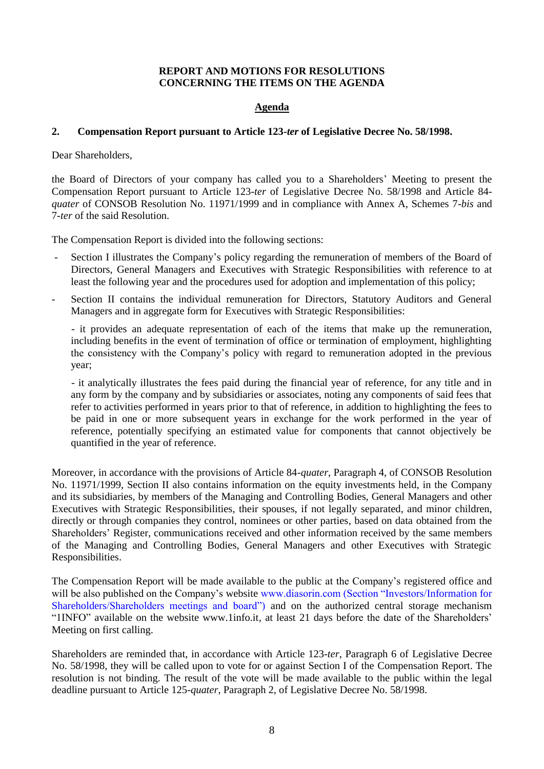**REPORT AND MOTIONS FOR RESOLUTIONS CONCERNING THE ITEMS ON THE AGENDA**

**Agenda**

**2. Compensation Report pursuant to Article 123-*ter* of Legislative Decree No. 58/1998.**

Dear Shareholders,

the Board of Directors of your company has called you to a Shareholders' Meeting to present the Compensation Report pursuant to Article 123-*ter* of Legislative Decree No. 58/1998 and Article 84-*quater* of CONSOB Resolution No. 11971/1999 and in compliance with Annex A, Schemes 7-*bis* and 7-*ter* of the said Resolution.

The Compensation Report is divided into the following sections:

- Section I illustrates the Company's policy regarding the remuneration of members of the Board of Directors, General Managers and Executives with Strategic Responsibilities with reference to at least the following year and the procedures used for adoption and implementation of this policy;
- Section II contains the individual remuneration for Directors, Statutory Auditors and General Managers and in aggregate form for Executives with Strategic Responsibilities:

  - it provides an adequate representation of each of the items that make up the remuneration, including benefits in the event of termination of office or termination of employment, highlighting the consistency with the Company's policy with regard to remuneration adopted in the previous year;

  - it analytically illustrates the fees paid during the financial year of reference, for any title and in any form by the company and by subsidiaries or associates, noting any components of said fees that refer to activities performed in years prior to that of reference, in addition to highlighting the fees to be paid in one or more subsequent years in exchange for the work performed in the year of reference, potentially specifying an estimated value for components that cannot objectively be quantified in the year of reference.

Moreover, in accordance with the provisions of Article 84-*quater*, Paragraph 4, of CONSOB Resolution No. 11971/1999, Section II also contains information on the equity investments held, in the Company and its subsidiaries, by members of the Managing and Controlling Bodies, General Managers and other Executives with Strategic Responsibilities, their spouses, if not legally separated, and minor children, directly or through companies they control, nominees or other parties, based on data obtained from the Shareholders' Register, communications received and other information received by the same members of the Managing and Controlling Bodies, General Managers and other Executives with Strategic Responsibilities.

The Compensation Report will be made available to the public at the Company's registered office and will be also published on the Company's website www.diasorin.com (Section "Investors/Information for Shareholders/Shareholders meetings and board") and on the authorized central storage mechanism "1INFO" available on the website www.1info.it, at least 21 days before the date of the Shareholders' Meeting on first calling.

Shareholders are reminded that, in accordance with Article 123-*ter*, Paragraph 6 of Legislative Decree No. 58/1998, they will be called upon to vote for or against Section I of the Compensation Report. The resolution is not binding. The result of the vote will be made available to the public within the legal deadline pursuant to Article 125-*quater*, Paragraph 2, of Legislative Decree No. 58/1998.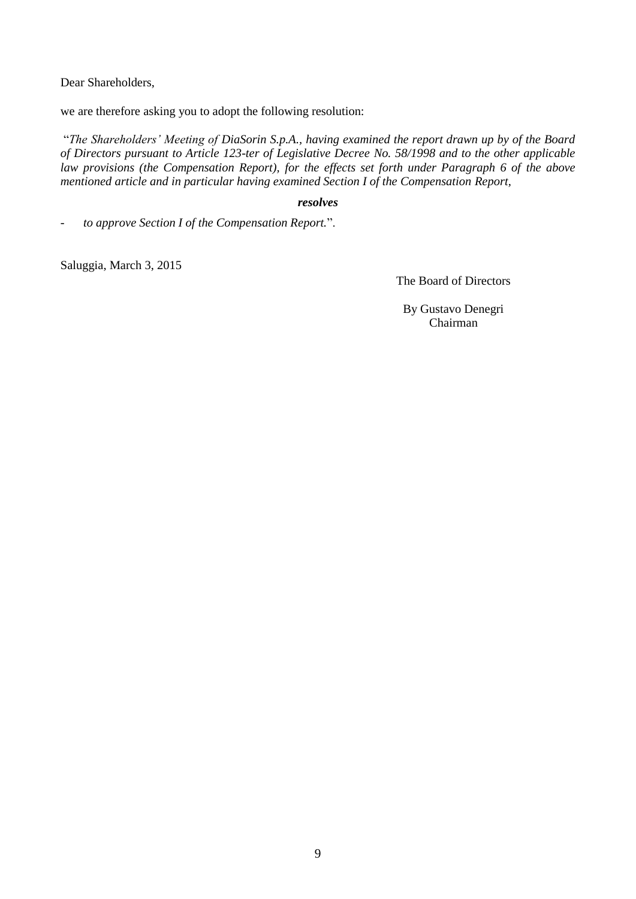Dear Shareholders,

we are therefore asking you to adopt the following resolution:

"*The Shareholders' Meeting of DiaSorin S.p.A., having examined the report drawn up by of the Board of Directors pursuant to Article 123-ter of Legislative Decree No. 58/1998 and to the other applicable law provisions (the Compensation Report), for the effects set forth under Paragraph 6 of the above mentioned article and in particular having examined Section I of the Compensation Report,*

***resolves***

- *to approve Section I of the Compensation Report.*".

Saluggia, March 3, 2015

The Board of Directors

By Gustavo Denegri
Chairman